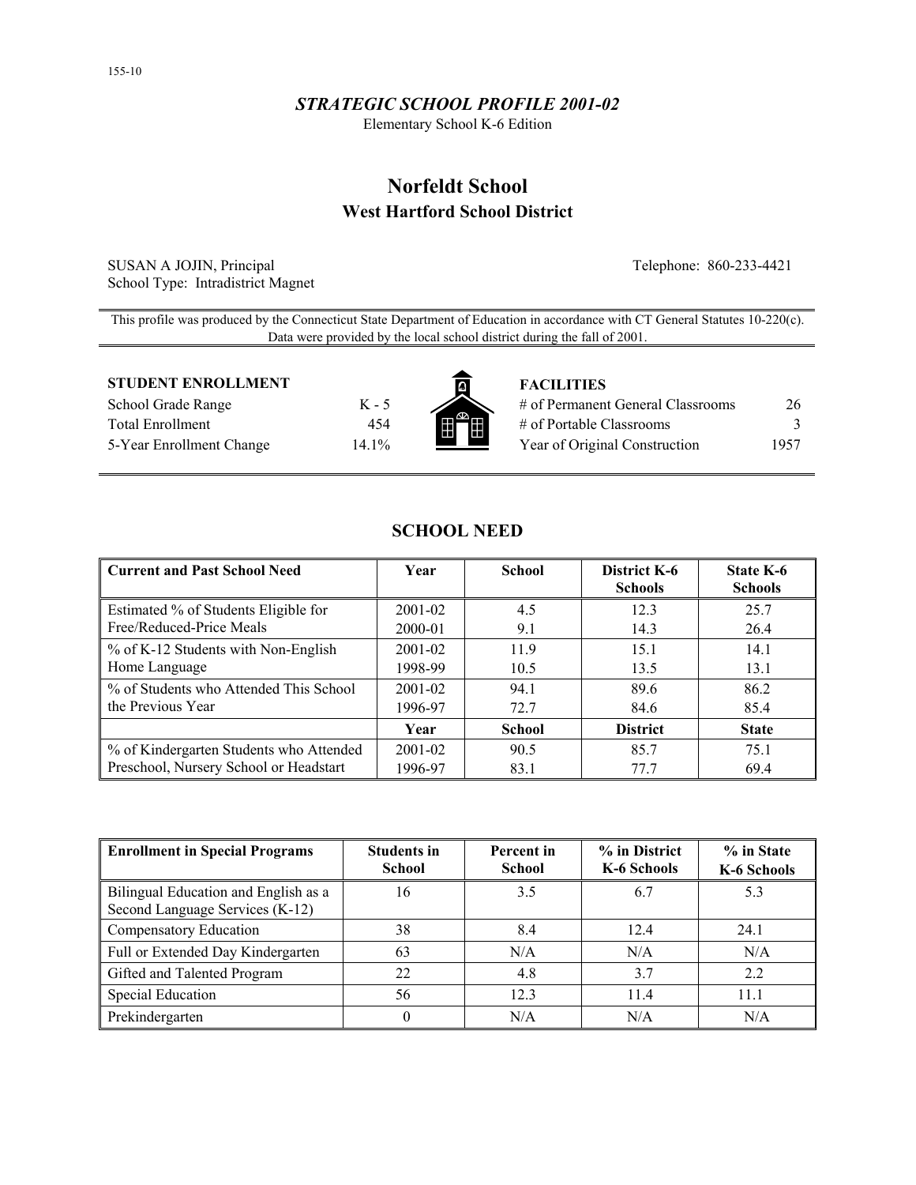*STRATEGIC SCHOOL PROFILE 2001-02*

Elementary School K-6 Edition

# Norfeldt School

## West Hartford School District

SUSAN A JOJIN, Principal
School Type: Intradistrict Magnet

Telephone: 860-233-4421

This profile was produced by the Connecticut State Department of Education in accordance with CT General Statutes 10-220(c). Data were provided by the local school district during the fall of 2001.

| **STUDENT ENROLLMENT** | |
|---|---|
| School Grade Range | K - 5 |
| Total Enrollment | 454 |
| 5-Year Enrollment Change | 14.1% |

| **FACILITIES** | |
|---|---|
| # of Permanent General Classrooms | 26 |
| # of Portable Classrooms | 3 |
| Year of Original Construction | 1957 |

## SCHOOL NEED

| Current and Past School Need | Year | School | District K-6 Schools | State K-6 Schools |
|---|---|---|---|---|
| Estimated % of Students Eligible for Free/Reduced-Price Meals | 2001-02 | 4.5 | 12.3 | 25.7 |
| | 2000-01 | 9.1 | 14.3 | 26.4 |
| % of K-12 Students with Non-English Home Language | 2001-02 | 11.9 | 15.1 | 14.1 |
| | 1998-99 | 10.5 | 13.5 | 13.1 |
| % of Students who Attended This School the Previous Year | 2001-02 | 94.1 | 89.6 | 86.2 |
| | 1996-97 | 72.7 | 84.6 | 85.4 |
| | **Year** | **School** | **District** | **State** |
| % of Kindergarten Students who Attended Preschool, Nursery School or Headstart | 2001-02 | 90.5 | 85.7 | 75.1 |
| | 1996-97 | 83.1 | 77.7 | 69.4 |

| Enrollment in Special Programs | Students in School | Percent in School | % in District K-6 Schools | % in State K-6 Schools |
|---|---|---|---|---|
| Bilingual Education and English as a Second Language Services (K-12) | 16 | 3.5 | 6.7 | 5.3 |
| Compensatory Education | 38 | 8.4 | 12.4 | 24.1 |
| Full or Extended Day Kindergarten | 63 | N/A | N/A | N/A |
| Gifted and Talented Program | 22 | 4.8 | 3.7 | 2.2 |
| Special Education | 56 | 12.3 | 11.4 | 11.1 |
| Prekindergarten | 0 | N/A | N/A | N/A |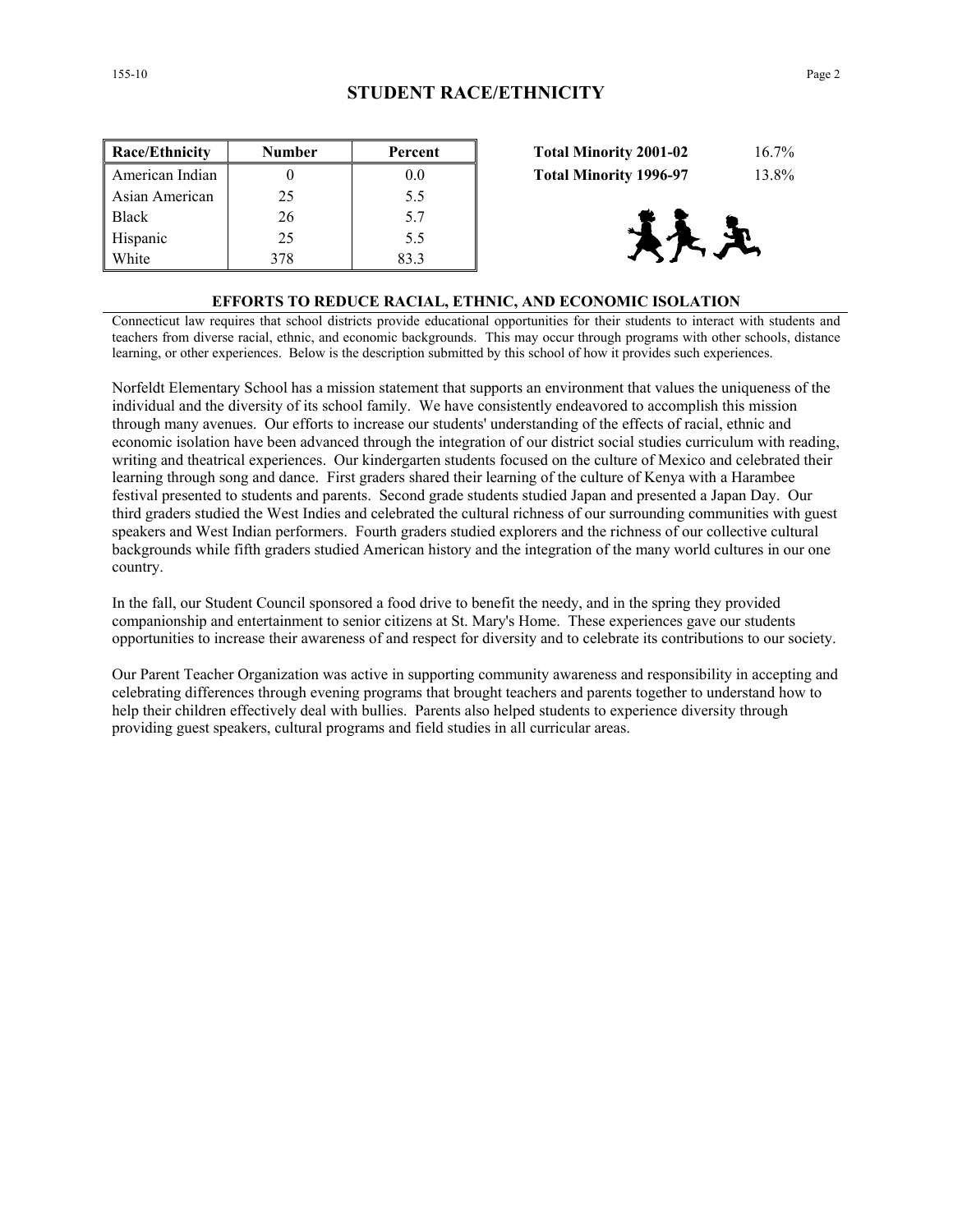## STUDENT RACE/ETHNICITY

| Race/Ethnicity | Number | Percent |
|---|---|---|
| American Indian | 0 | 0.0 |
| Asian American | 25 | 5.5 |
| Black | 26 | 5.7 |
| Hispanic | 25 | 5.5 |
| White | 378 | 83.3 |

| | |
|---|---|
| **Total Minority 2001-02** | 16.7% |
| **Total Minority 1996-97** | 13.8% |

### EFFORTS TO REDUCE RACIAL, ETHNIC, AND ECONOMIC ISOLATION

Connecticut law requires that school districts provide educational opportunities for their students to interact with students and teachers from diverse racial, ethnic, and economic backgrounds. This may occur through programs with other schools, distance learning, or other experiences. Below is the description submitted by this school of how it provides such experiences.

Norfeldt Elementary School has a mission statement that supports an environment that values the uniqueness of the individual and the diversity of its school family. We have consistently endeavored to accomplish this mission through many avenues. Our efforts to increase our students' understanding of the effects of racial, ethnic and economic isolation have been advanced through the integration of our district social studies curriculum with reading, writing and theatrical experiences. Our kindergarten students focused on the culture of Mexico and celebrated their learning through song and dance. First graders shared their learning of the culture of Kenya with a Harambee festival presented to students and parents. Second grade students studied Japan and presented a Japan Day. Our third graders studied the West Indies and celebrated the cultural richness of our surrounding communities with guest speakers and West Indian performers. Fourth graders studied explorers and the richness of our collective cultural backgrounds while fifth graders studied American history and the integration of the many world cultures in our one country.

In the fall, our Student Council sponsored a food drive to benefit the needy, and in the spring they provided companionship and entertainment to senior citizens at St. Mary's Home. These experiences gave our students opportunities to increase their awareness of and respect for diversity and to celebrate its contributions to our society.

Our Parent Teacher Organization was active in supporting community awareness and responsibility in accepting and celebrating differences through evening programs that brought teachers and parents together to understand how to help their children effectively deal with bullies. Parents also helped students to experience diversity through providing guest speakers, cultural programs and field studies in all curricular areas.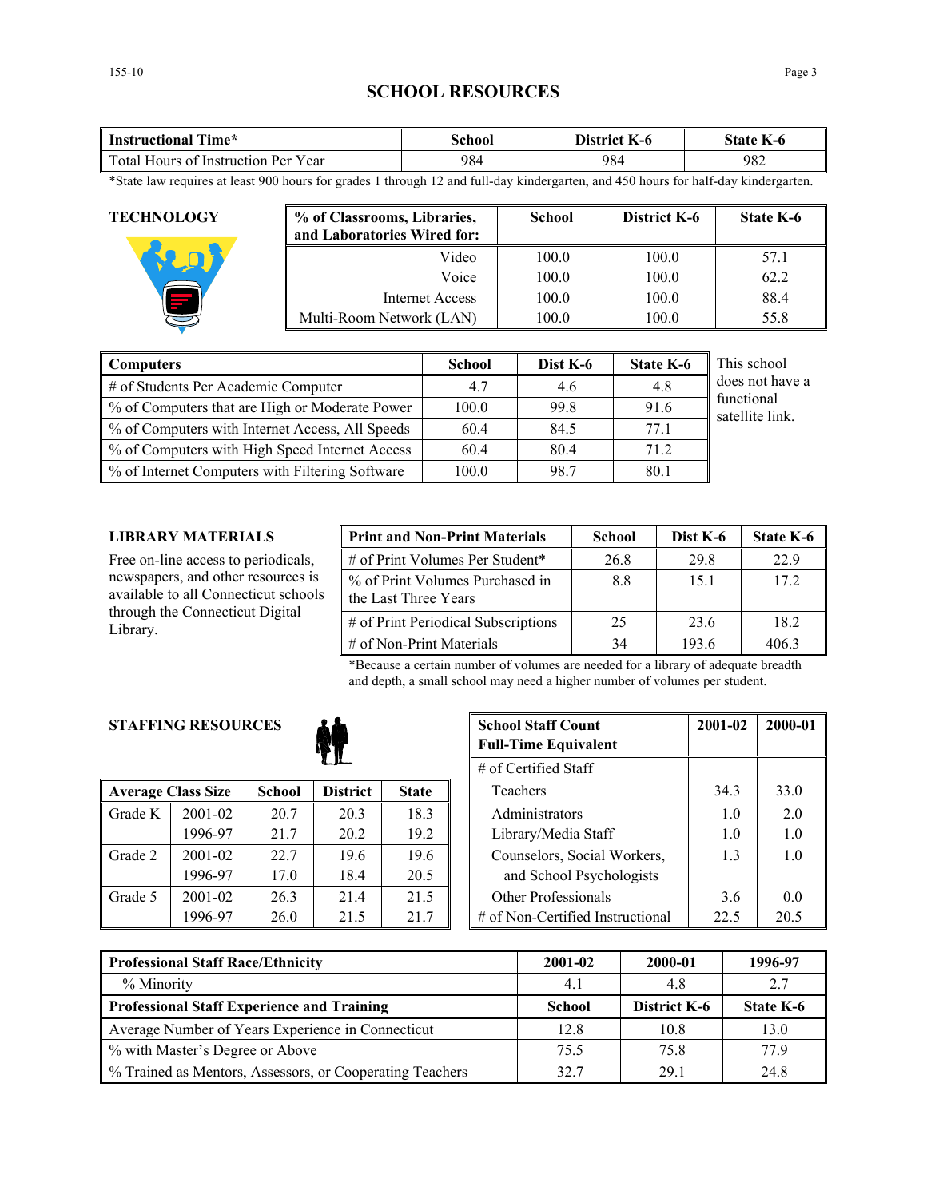# SCHOOL RESOURCES

| Instructional Time* | School | District K-6 | State K-6 |
|---|---|---|---|
| Total Hours of Instruction Per Year | 984 | 984 | 982 |

*State law requires at least 900 hours for grades 1 through 12 and full-day kindergarten, and 450 hours for half-day kindergarten.

## TECHNOLOGY

| % of Classrooms, Libraries, and Laboratories Wired for: | School | District K-6 | State K-6 |
|---|---|---|---|
| Video | 100.0 | 100.0 | 57.1 |
| Voice | 100.0 | 100.0 | 62.2 |
| Internet Access | 100.0 | 100.0 | 88.4 |
| Multi-Room Network (LAN) | 100.0 | 100.0 | 55.8 |

| Computers | School | Dist K-6 | State K-6 |
|---|---|---|---|
| # of Students Per Academic Computer | 4.7 | 4.6 | 4.8 |
| % of Computers that are High or Moderate Power | 100.0 | 99.8 | 91.6 |
| % of Computers with Internet Access, All Speeds | 60.4 | 84.5 | 77.1 |
| % of Computers with High Speed Internet Access | 60.4 | 80.4 | 71.2 |
| % of Internet Computers with Filtering Software | 100.0 | 98.7 | 80.1 |

This school does not have a functional satellite link.

## LIBRARY MATERIALS

Free on-line access to periodicals, newspapers, and other resources is available to all Connecticut schools through the Connecticut Digital Library.

| Print and Non-Print Materials | School | Dist K-6 | State K-6 |
|---|---|---|---|
| # of Print Volumes Per Student* | 26.8 | 29.8 | 22.9 |
| % of Print Volumes Purchased in the Last Three Years | 8.8 | 15.1 | 17.2 |
| # of Print Periodical Subscriptions | 25 | 23.6 | 18.2 |
| # of Non-Print Materials | 34 | 193.6 | 406.3 |

*Because a certain number of volumes are needed for a library of adequate breadth and depth, a small school may need a higher number of volumes per student.

## STAFFING RESOURCES

| Average Class Size | | School | District | State |
|---|---|---|---|---|
| Grade K | 2001-02 | 20.7 | 20.3 | 18.3 |
| | 1996-97 | 21.7 | 20.2 | 19.2 |
| Grade 2 | 2001-02 | 22.7 | 19.6 | 19.6 |
| | 1996-97 | 17.0 | 18.4 | 20.5 |
| Grade 5 | 2001-02 | 26.3 | 21.4 | 21.5 |
| | 1996-97 | 26.0 | 21.5 | 21.7 |

| School Staff Count Full-Time Equivalent | 2001-02 | 2000-01 |
|---|---|---|
| # of Certified Staff | | |
| Teachers | 34.3 | 33.0 |
| Administrators | 1.0 | 2.0 |
| Library/Media Staff | 1.0 | 1.0 |
| Counselors, Social Workers, and School Psychologists | 1.3 | 1.0 |
| Other Professionals | 3.6 | 0.0 |
| # of Non-Certified Instructional | 22.5 | 20.5 |

| Professional Staff Race/Ethnicity | 2001-02 | 2000-01 | 1996-97 |
|---|---|---|---|
| % Minority | 4.1 | 4.8 | 2.7 |
| **Professional Staff Experience and Training** | **School** | **District K-6** | **State K-6** |
| Average Number of Years Experience in Connecticut | 12.8 | 10.8 | 13.0 |
| % with Master's Degree or Above | 75.5 | 75.8 | 77.9 |
| % Trained as Mentors, Assessors, or Cooperating Teachers | 32.7 | 29.1 | 24.8 |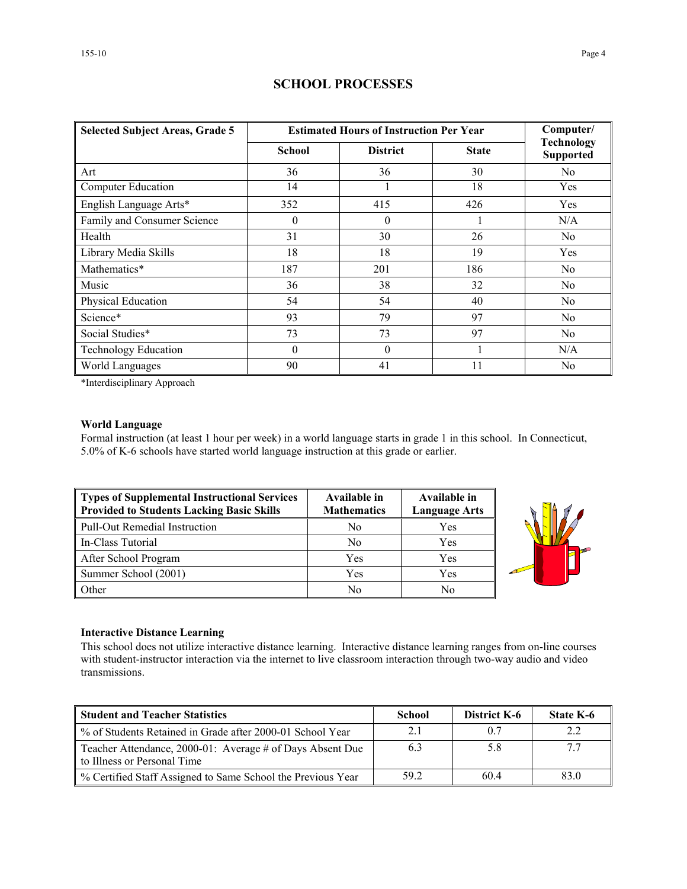## SCHOOL PROCESSES

| Selected Subject Areas, Grade 5 | Estimated Hours of Instruction Per Year | | | Computer/ Technology Supported |
|---|---|---|---|---|
| | School | District | State | |
| Art | 36 | 36 | 30 | No |
| Computer Education | 14 | 1 | 18 | Yes |
| English Language Arts* | 352 | 415 | 426 | Yes |
| Family and Consumer Science | 0 | 0 | 1 | N/A |
| Health | 31 | 30 | 26 | No |
| Library Media Skills | 18 | 18 | 19 | Yes |
| Mathematics* | 187 | 201 | 186 | No |
| Music | 36 | 38 | 32 | No |
| Physical Education | 54 | 54 | 40 | No |
| Science* | 93 | 79 | 97 | No |
| Social Studies* | 73 | 73 | 97 | No |
| Technology Education | 0 | 0 | 1 | N/A |
| World Languages | 90 | 41 | 11 | No |

*Interdisciplinary Approach

**World Language**

Formal instruction (at least 1 hour per week) in a world language starts in grade 1 in this school. In Connecticut, 5.0% of K-6 schools have started world language instruction at this grade or earlier.

| Types of Supplemental Instructional Services Provided to Students Lacking Basic Skills | Available in Mathematics | Available in Language Arts |
|---|---|---|
| Pull-Out Remedial Instruction | No | Yes |
| In-Class Tutorial | No | Yes |
| After School Program | Yes | Yes |
| Summer School (2001) | Yes | Yes |
| Other | No | No |

**Interactive Distance Learning**

This school does not utilize interactive distance learning. Interactive distance learning ranges from on-line courses with student-instructor interaction via the internet to live classroom interaction through two-way audio and video transmissions.

| Student and Teacher Statistics | School | District K-6 | State K-6 |
|---|---|---|---|
| % of Students Retained in Grade after 2000-01 School Year | 2.1 | 0.7 | 2.2 |
| Teacher Attendance, 2000-01: Average # of Days Absent Due to Illness or Personal Time | 6.3 | 5.8 | 7.7 |
| % Certified Staff Assigned to Same School the Previous Year | 59.2 | 60.4 | 83.0 |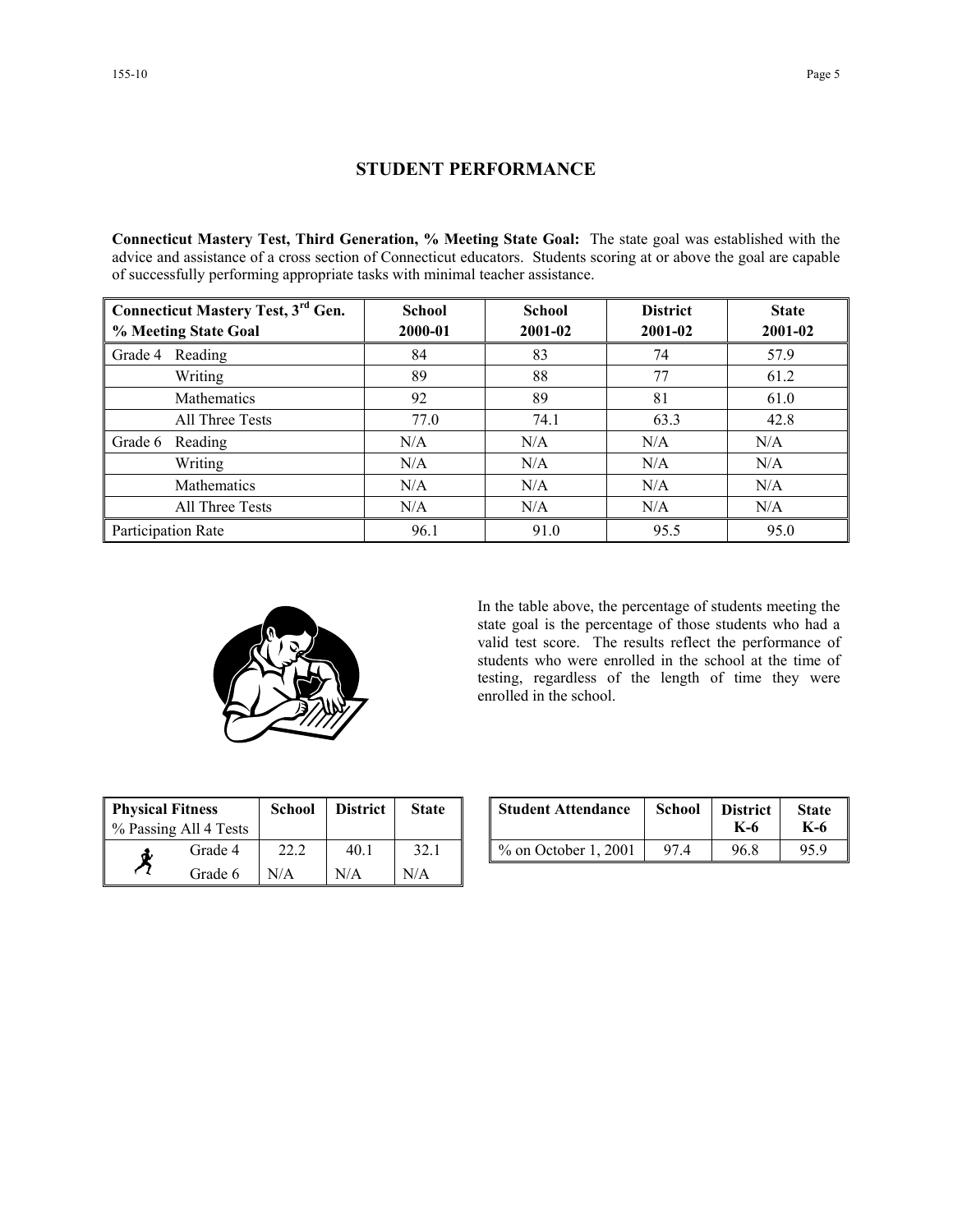## STUDENT PERFORMANCE

**Connecticut Mastery Test, Third Generation, % Meeting State Goal:** The state goal was established with the advice and assistance of a cross section of Connecticut educators. Students scoring at or above the goal are capable of successfully performing appropriate tasks with minimal teacher assistance.

| Connecticut Mastery Test, 3rd Gen. % Meeting State Goal | | School 2000-01 | School 2001-02 | District 2001-02 | State 2001-02 |
|---|---|---|---|---|---|
| Grade 4 | Reading | 84 | 83 | 74 | 57.9 |
| | Writing | 89 | 88 | 77 | 61.2 |
| | Mathematics | 92 | 89 | 81 | 61.0 |
| | All Three Tests | 77.0 | 74.1 | 63.3 | 42.8 |
| Grade 6 | Reading | N/A | N/A | N/A | N/A |
| | Writing | N/A | N/A | N/A | N/A |
| | Mathematics | N/A | N/A | N/A | N/A |
| | All Three Tests | N/A | N/A | N/A | N/A |
| Participation Rate | | 96.1 | 91.0 | 95.5 | 95.0 |

In the table above, the percentage of students meeting the state goal is the percentage of those students who had a valid test score. The results reflect the performance of students who were enrolled in the school at the time of testing, regardless of the length of time they were enrolled in the school.

| Physical Fitness % Passing All 4 Tests | School | District | State |
|---|---|---|---|
| Grade 4 | 22.2 | 40.1 | 32.1 |
| Grade 6 | N/A | N/A | N/A |

| Student Attendance | School | District K-6 | State K-6 |
|---|---|---|---|
| % on October 1, 2001 | 97.4 | 96.8 | 95.9 |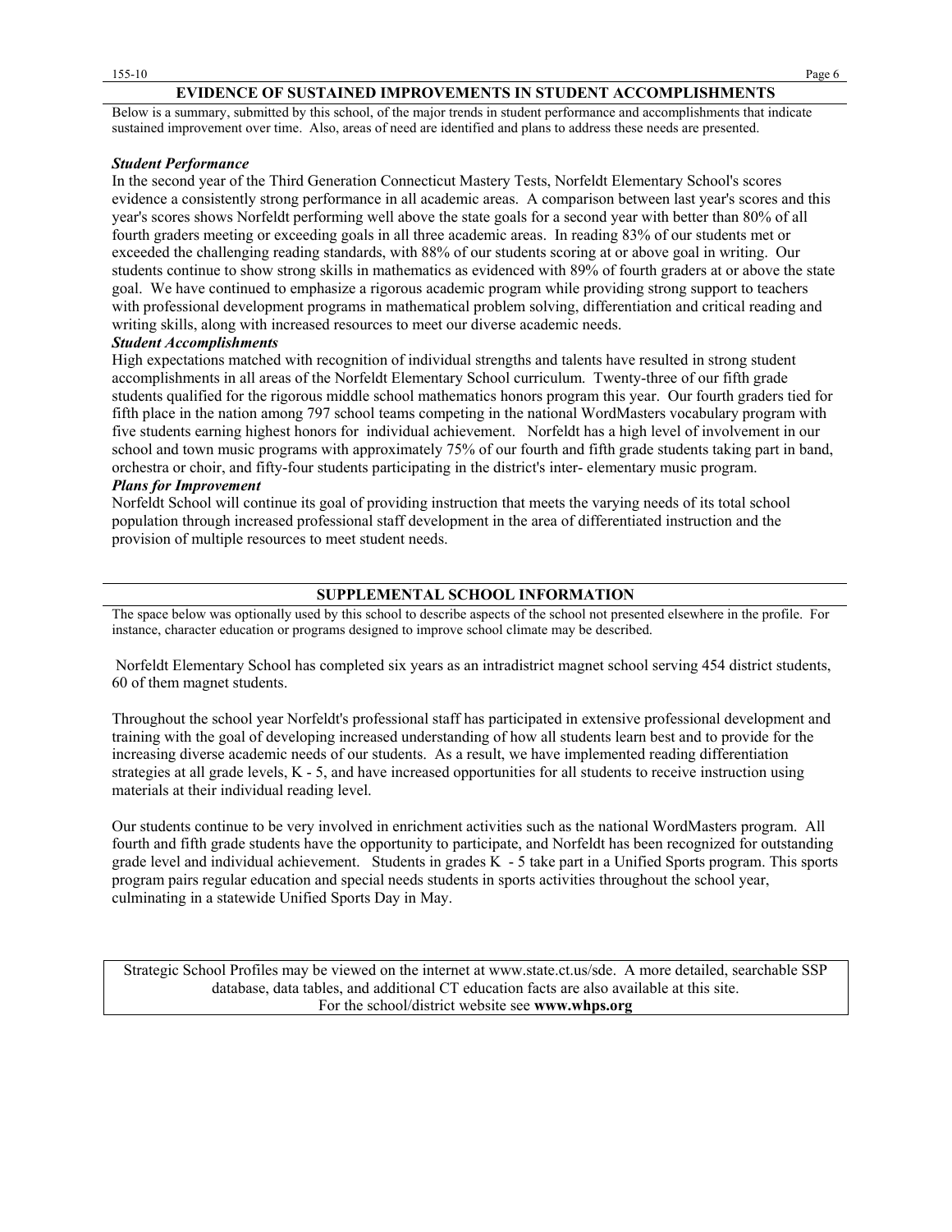## EVIDENCE OF SUSTAINED IMPROVEMENTS IN STUDENT ACCOMPLISHMENTS

Below is a summary, submitted by this school, of the major trends in student performance and accomplishments that indicate sustained improvement over time. Also, areas of need are identified and plans to address these needs are presented.

***Student Performance***

In the second year of the Third Generation Connecticut Mastery Tests, Norfeldt Elementary School's scores evidence a consistently strong performance in all academic areas. A comparison between last year's scores and this year's scores shows Norfeldt performing well above the state goals for a second year with better than 80% of all fourth graders meeting or exceeding goals in all three academic areas. In reading 83% of our students met or exceeded the challenging reading standards, with 88% of our students scoring at or above goal in writing. Our students continue to show strong skills in mathematics as evidenced with 89% of fourth graders at or above the state goal. We have continued to emphasize a rigorous academic program while providing strong support to teachers with professional development programs in mathematical problem solving, differentiation and critical reading and writing skills, along with increased resources to meet our diverse academic needs.

***Student Accomplishments***

High expectations matched with recognition of individual strengths and talents have resulted in strong student accomplishments in all areas of the Norfeldt Elementary School curriculum. Twenty-three of our fifth grade students qualified for the rigorous middle school mathematics honors program this year. Our fourth graders tied for fifth place in the nation among 797 school teams competing in the national WordMasters vocabulary program with five students earning highest honors for individual achievement. Norfeldt has a high level of involvement in our school and town music programs with approximately 75% of our fourth and fifth grade students taking part in band, orchestra or choir, and fifty-four students participating in the district's inter- elementary music program.

***Plans for Improvement***

Norfeldt School will continue its goal of providing instruction that meets the varying needs of its total school population through increased professional staff development in the area of differentiated instruction and the provision of multiple resources to meet student needs.

## SUPPLEMENTAL SCHOOL INFORMATION

The space below was optionally used by this school to describe aspects of the school not presented elsewhere in the profile. For instance, character education or programs designed to improve school climate may be described.

Norfeldt Elementary School has completed six years as an intradistrict magnet school serving 454 district students, 60 of them magnet students.

Throughout the school year Norfeldt's professional staff has participated in extensive professional development and training with the goal of developing increased understanding of how all students learn best and to provide for the increasing diverse academic needs of our students. As a result, we have implemented reading differentiation strategies at all grade levels, K - 5, and have increased opportunities for all students to receive instruction using materials at their individual reading level.

Our students continue to be very involved in enrichment activities such as the national WordMasters program. All fourth and fifth grade students have the opportunity to participate, and Norfeldt has been recognized for outstanding grade level and individual achievement. Students in grades K - 5 take part in a Unified Sports program. This sports program pairs regular education and special needs students in sports activities throughout the school year, culminating in a statewide Unified Sports Day in May.

Strategic School Profiles may be viewed on the internet at www.state.ct.us/sde. A more detailed, searchable SSP database, data tables, and additional CT education facts are also available at this site.
For the school/district website see **www.whps.org**